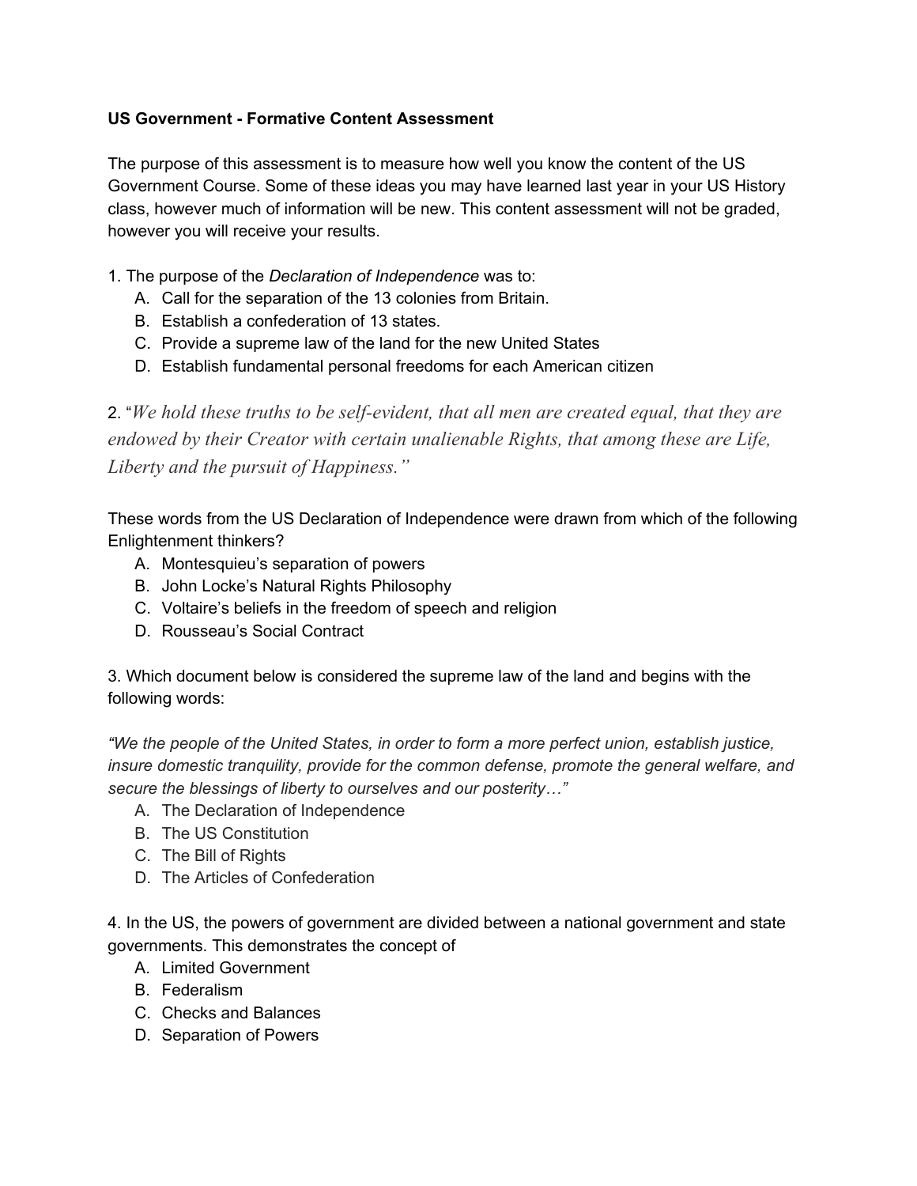**US Government - Formative Content Assessment**

The purpose of this assessment is to measure how well you know the content of the US Government Course. Some of these ideas you may have learned last year in your US History class, however much of information will be new. This content assessment will not be graded, however you will receive your results.

1. The purpose of the *Declaration of Independence* was to:
   A. Call for the separation of the 13 colonies from Britain.
   B. Establish a confederation of 13 states.
   C. Provide a supreme law of the land for the new United States
   D. Establish fundamental personal freedoms for each American citizen

2. "*We hold these truths to be self-evident, that all men are created equal, that they are endowed by their Creator with certain unalienable Rights, that among these are Life, Liberty and the pursuit of Happiness."*

These words from the US Declaration of Independence were drawn from which of the following Enlightenment thinkers?
   A. Montesquieu's separation of powers
   B. John Locke's Natural Rights Philosophy
   C. Voltaire's beliefs in the freedom of speech and religion
   D. Rousseau's Social Contract

3. Which document below is considered the supreme law of the land and begins with the following words:

*"We the people of the United States, in order to form a more perfect union, establish justice, insure domestic tranquility, provide for the common defense, promote the general welfare, and secure the blessings of liberty to ourselves and our posterity…"*
   A. The Declaration of Independence
   B. The US Constitution
   C. The Bill of Rights
   D. The Articles of Confederation

4. In the US, the powers of government are divided between a national government and state governments. This demonstrates the concept of
   A. Limited Government
   B. Federalism
   C. Checks and Balances
   D. Separation of Powers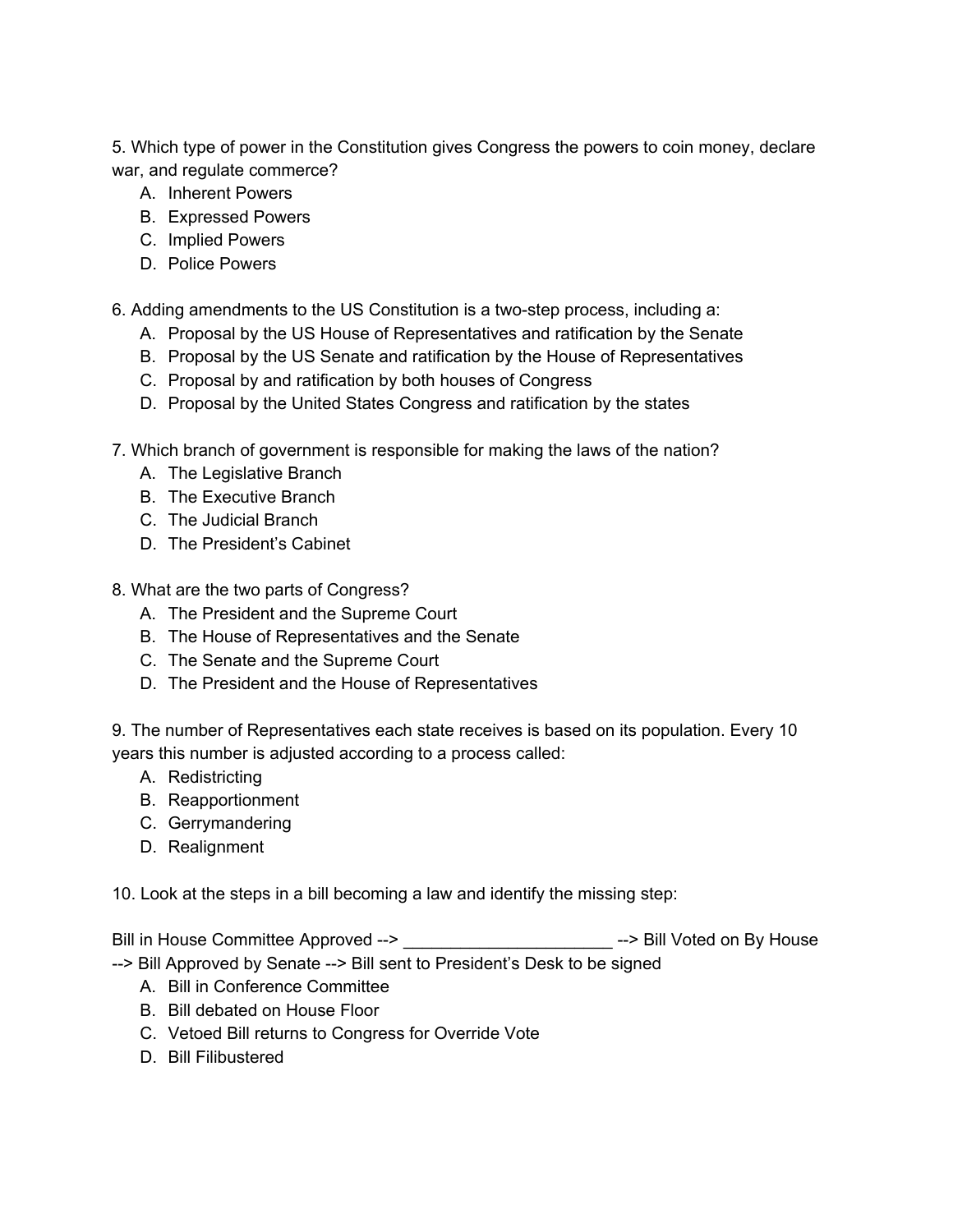5. Which type of power in the Constitution gives Congress the powers to coin money, declare war, and regulate commerce?

A. Inherent Powers
B. Expressed Powers
C. Implied Powers
D. Police Powers

6. Adding amendments to the US Constitution is a two-step process, including a:

A. Proposal by the US House of Representatives and ratification by the Senate
B. Proposal by the US Senate and ratification by the House of Representatives
C. Proposal by and ratification by both houses of Congress
D. Proposal by the United States Congress and ratification by the states

7. Which branch of government is responsible for making the laws of the nation?

A. The Legislative Branch
B. The Executive Branch
C. The Judicial Branch
D. The President's Cabinet

8. What are the two parts of Congress?

A. The President and the Supreme Court
B. The House of Representatives and the Senate
C. The Senate and the Supreme Court
D. The President and the House of Representatives

9. The number of Representatives each state receives is based on its population. Every 10 years this number is adjusted according to a process called:

A. Redistricting
B. Reapportionment
C. Gerrymandering
D. Realignment

10. Look at the steps in a bill becoming a law and identify the missing step:

Bill in House Committee Approved --> ______________________ --> Bill Voted on By House --> Bill Approved by Senate --> Bill sent to President's Desk to be signed

A. Bill in Conference Committee
B. Bill debated on House Floor
C. Vetoed Bill returns to Congress for Override Vote
D. Bill Filibustered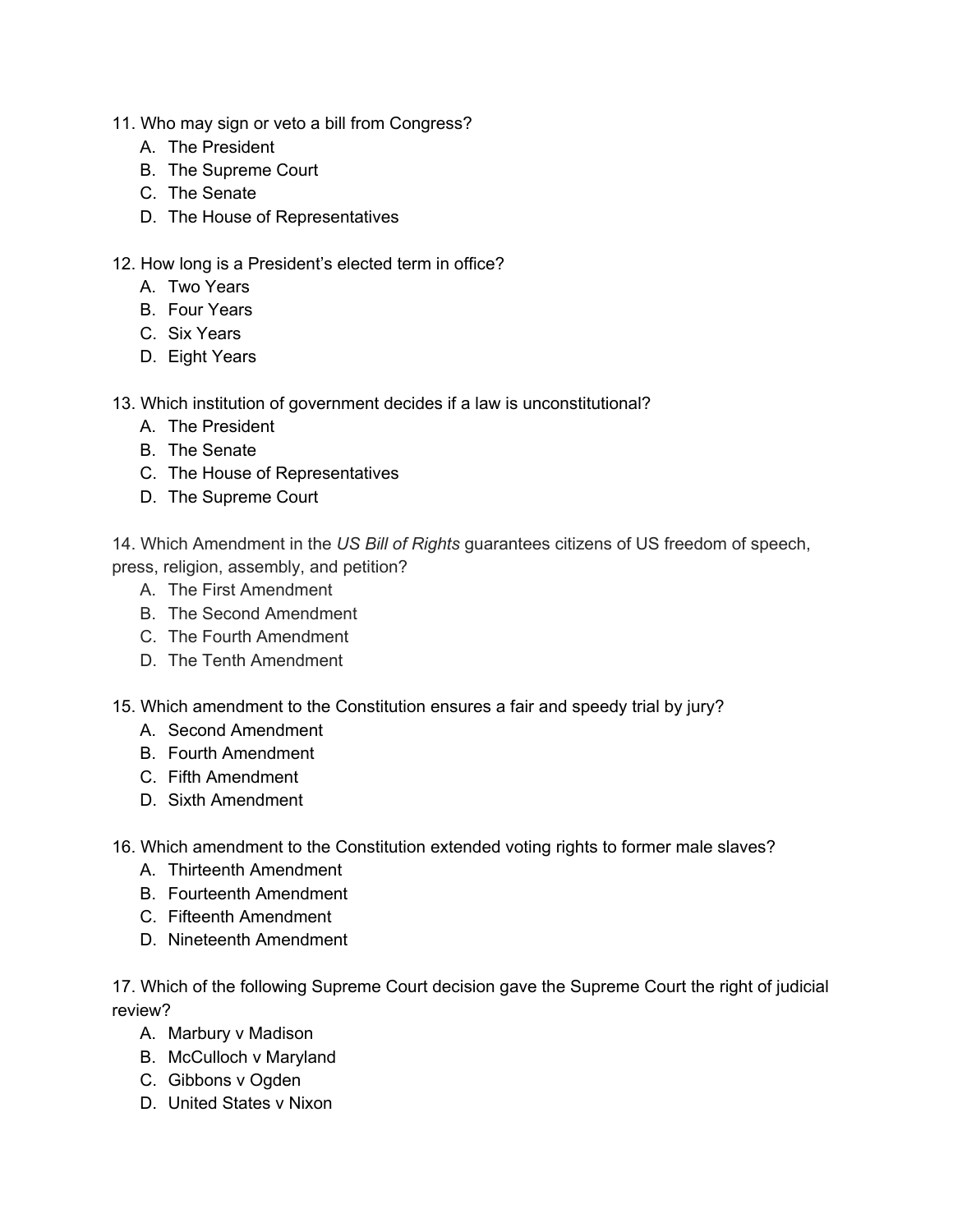11. Who may sign or veto a bill from Congress?
    A. The President
    B. The Supreme Court
    C. The Senate
    D. The House of Representatives

12. How long is a President's elected term in office?
    A. Two Years
    B. Four Years
    C. Six Years
    D. Eight Years

13. Which institution of government decides if a law is unconstitutional?
    A. The President
    B. The Senate
    C. The House of Representatives
    D. The Supreme Court

14. Which Amendment in the *US Bill of Rights* guarantees citizens of US freedom of speech, press, religion, assembly, and petition?
    A. The First Amendment
    B. The Second Amendment
    C. The Fourth Amendment
    D. The Tenth Amendment

15. Which amendment to the Constitution ensures a fair and speedy trial by jury?
    A. Second Amendment
    B. Fourth Amendment
    C. Fifth Amendment
    D. Sixth Amendment

16. Which amendment to the Constitution extended voting rights to former male slaves?
    A. Thirteenth Amendment
    B. Fourteenth Amendment
    C. Fifteenth Amendment
    D. Nineteenth Amendment

17. Which of the following Supreme Court decision gave the Supreme Court the right of judicial review?
    A. Marbury v Madison
    B. McCulloch v Maryland
    C. Gibbons v Ogden
    D. United States v Nixon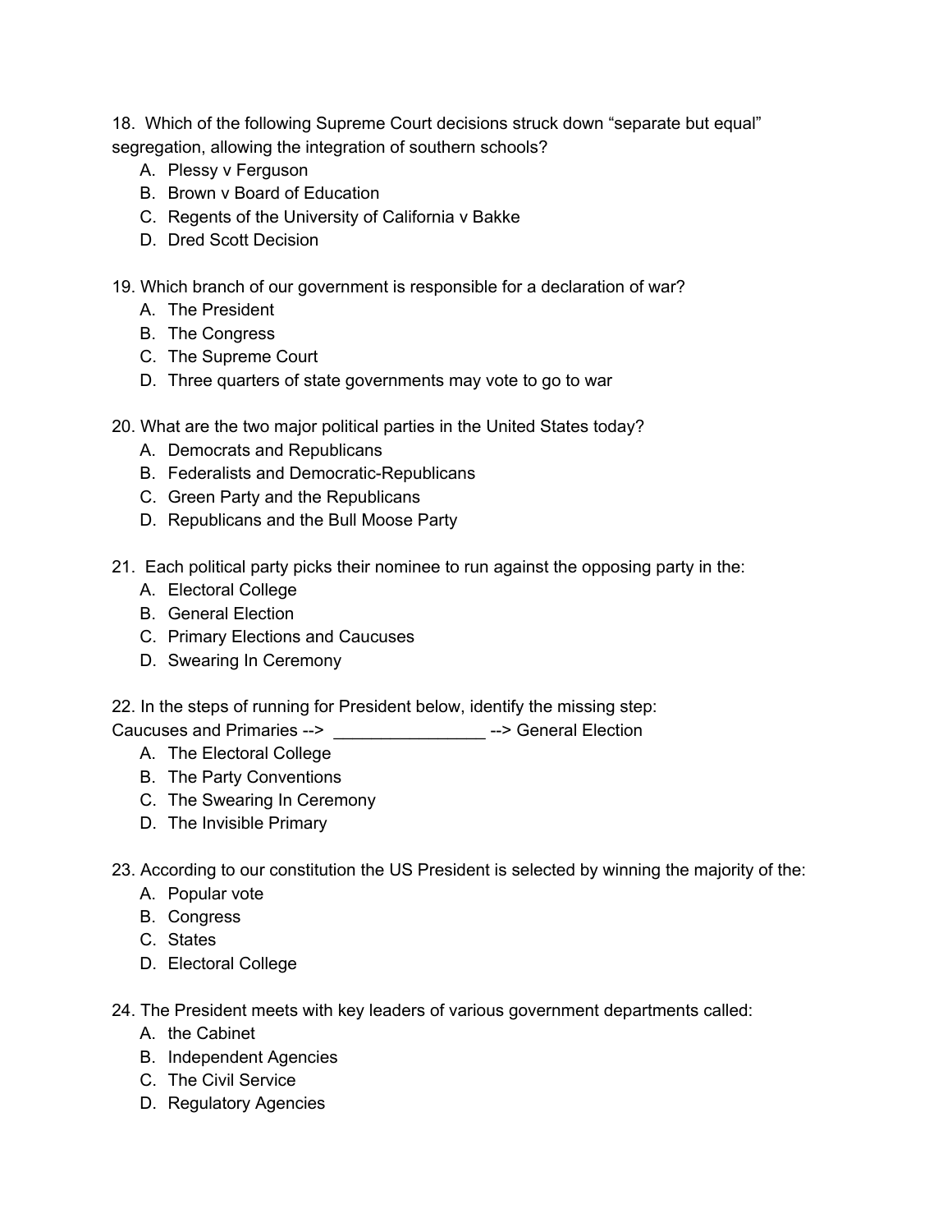18. Which of the following Supreme Court decisions struck down "separate but equal" segregation, allowing the integration of southern schools?
    A. Plessy v Ferguson
    B. Brown v Board of Education
    C. Regents of the University of California v Bakke
    D. Dred Scott Decision

19. Which branch of our government is responsible for a declaration of war?
    A. The President
    B. The Congress
    C. The Supreme Court
    D. Three quarters of state governments may vote to go to war

20. What are the two major political parties in the United States today?
    A. Democrats and Republicans
    B. Federalists and Democratic-Republicans
    C. Green Party and the Republicans
    D. Republicans and the Bull Moose Party

21. Each political party picks their nominee to run against the opposing party in the:
    A. Electoral College
    B. General Election
    C. Primary Elections and Caucuses
    D. Swearing In Ceremony

22. In the steps of running for President below, identify the missing step:
Caucuses and Primaries --> ________________ --> General Election
    A. The Electoral College
    B. The Party Conventions
    C. The Swearing In Ceremony
    D. The Invisible Primary

23. According to our constitution the US President is selected by winning the majority of the:
    A. Popular vote
    B. Congress
    C. States
    D. Electoral College

24. The President meets with key leaders of various government departments called:
    A. the Cabinet
    B. Independent Agencies
    C. The Civil Service
    D. Regulatory Agencies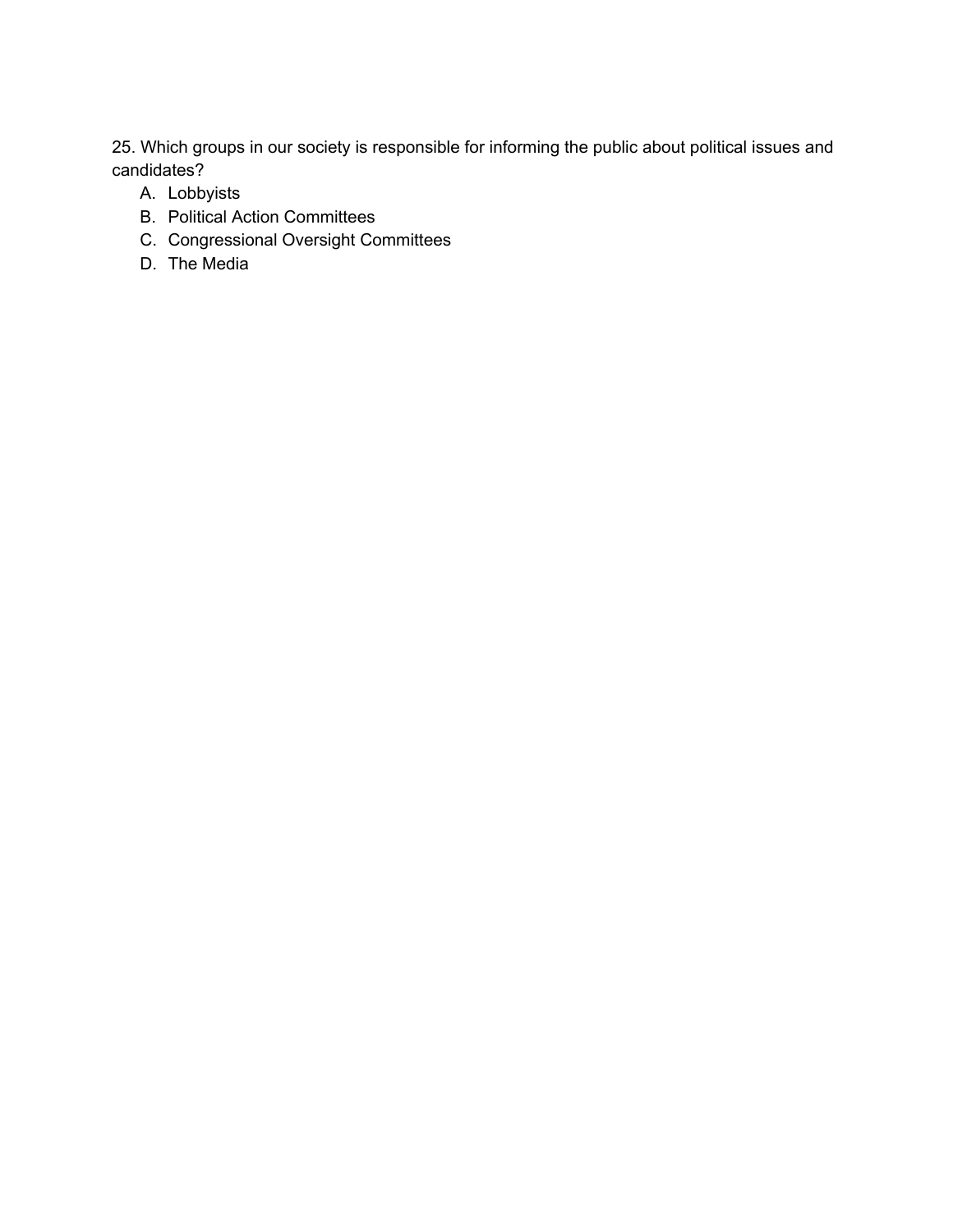25. Which groups in our society is responsible for informing the public about political issues and candidates?

A. Lobbyists
B. Political Action Committees
C. Congressional Oversight Committees
D. The Media